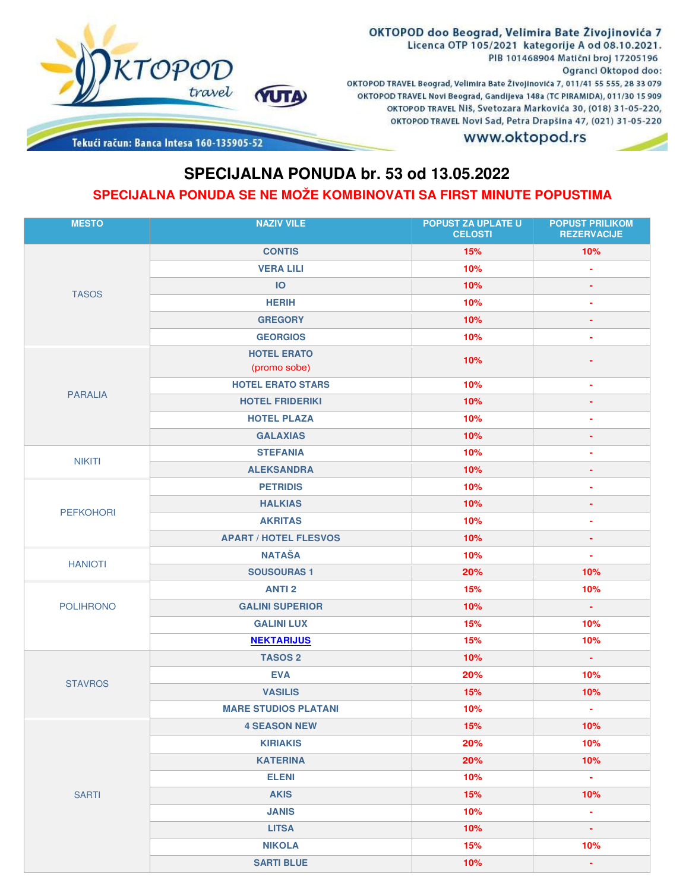OKTOPOD doo Beograd, Velimira Bate Živojinovića 7
Licenca OTP 105/2021 kategorije A od 08.10.2021.
PIB 101468904 Matični broj 17205196
Ogranci Oktopod doo:
OKTOPOD TRAVEL Beograd, Velimira Bate Živojinovića 7, 011/41 55 555, 28 33 079
OKTOPOD TRAVEL Novi Beograd, Gandijeva 148a (TC PIRAMIDA), 011/30 15 909
OKTOPOD TRAVEL Niš, Svetozara Markovića 30, (018) 31-05-220,
OKTOPOD TRAVEL Novi Sad, Petra Drapšina 47, (021) 31-05-220
www.oktopod.rs

Tekući račun: Banca Intesa 160-135905-52

# SPECIJALNA PONUDA br. 53 od 13.05.2022

## SPECIJALNA PONUDA SE NE MOŽE KOMBINOVATI SA FIRST MINUTE POPUSTIMA

| MESTO | NAZIV VILE | POPUST ZA UPLATE U CELOSTI | POPUST PRILIKOM REZERVACIJE |
|---|---|---|---|
| TASOS | CONTIS | 15% | 10% |
| | VERA LILI | 10% | - |
| | IO | 10% | - |
| | HERIH | 10% | - |
| | GREGORY | 10% | - |
| | GEORGIOS | 10% | - |
| PARALIA | HOTEL ERATO (promo sobe) | 10% | - |
| | HOTEL ERATO STARS | 10% | - |
| | HOTEL FRIDERIKI | 10% | - |
| | HOTEL PLAZA | 10% | - |
| | GALAXIAS | 10% | - |
| NIKITI | STEFANIA | 10% | - |
| | ALEKSANDRA | 10% | - |
| PEFKOHORI | PETRIDIS | 10% | - |
| | HALKIAS | 10% | - |
| | AKRITAS | 10% | - |
| | APART / HOTEL FLESVOS | 10% | - |
| HANIOTI | NATAŠA | 10% | - |
| | SOUSOURAS 1 | 20% | 10% |
| POLIHRONO | ANTI 2 | 15% | 10% |
| | GALINI SUPERIOR | 10% | - |
| | GALINI LUX | 15% | 10% |
| | NEKTARIJUS | 15% | 10% |
| STAVROS | TASOS 2 | 10% | - |
| | EVA | 20% | 10% |
| | VASILIS | 15% | 10% |
| | MARE STUDIOS PLATANI | 10% | - |
| SARTI | 4 SEASON NEW | 15% | 10% |
| | KIRIAKIS | 20% | 10% |
| | KATERINA | 20% | 10% |
| | ELENI | 10% | - |
| | AKIS | 15% | 10% |
| | JANIS | 10% | - |
| | LITSA | 10% | - |
| | NIKOLA | 15% | 10% |
| | SARTI BLUE | 10% | - |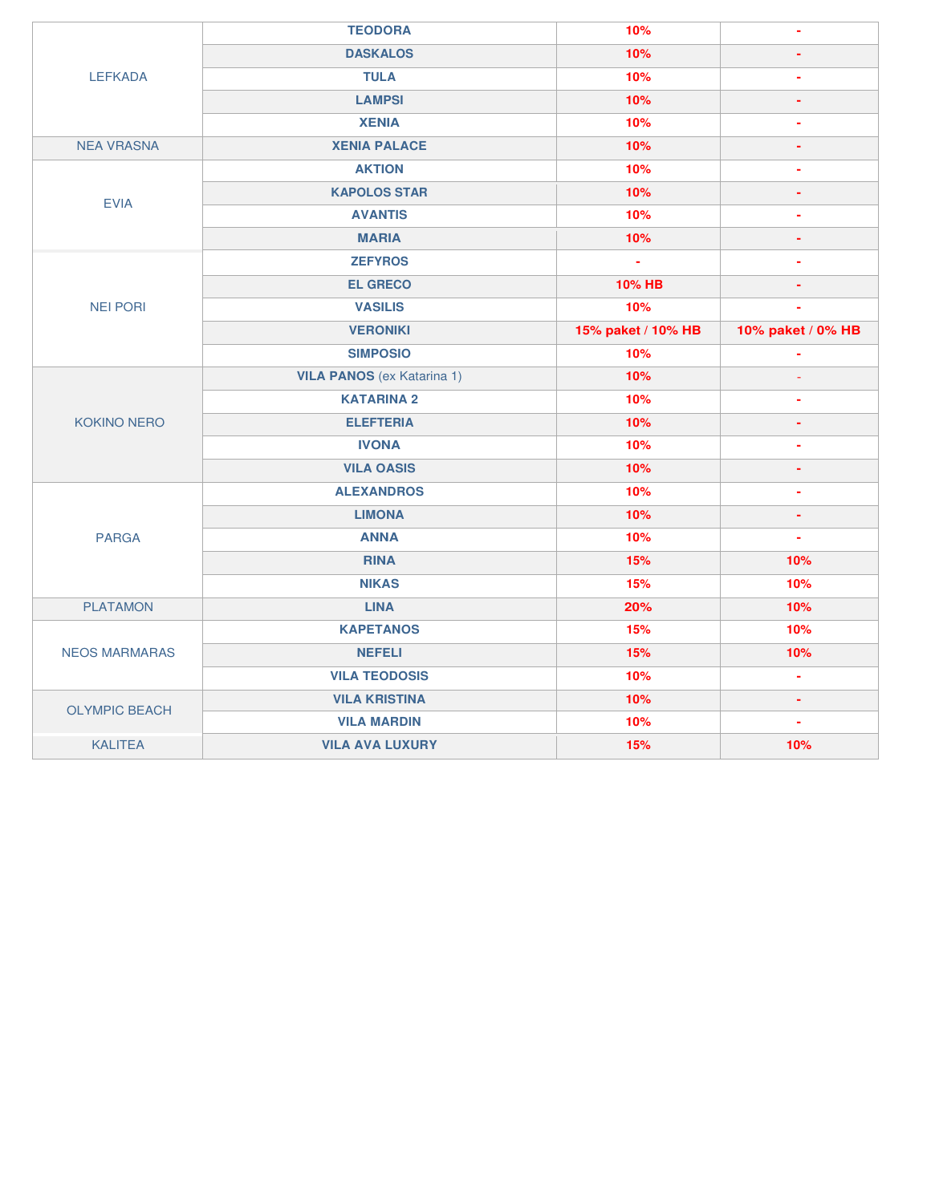| | | | |
|---|---|---|---|
| LEFKADA | **TEODORA** | **10%** | **-** |
| | **DASKALOS** | **10%** | **-** |
| | **TULA** | **10%** | **-** |
| | **LAMPSI** | **10%** | **-** |
| | **XENIA** | **10%** | **-** |
| NEA VRASNA | **XENIA PALACE** | **10%** | **-** |
| EVIA | **AKTION** | **10%** | **-** |
| | **KAPOLOS STAR** | **10%** | **-** |
| | **AVANTIS** | **10%** | **-** |
| | **MARIA** | **10%** | **-** |
| NEI PORI | **ZEFYROS** | **-** | **-** |
| | **EL GRECO** | **10% HB** | **-** |
| | **VASILIS** | **10%** | **-** |
| | **VERONIKI** | **15% paket / 10% HB** | **10% paket / 0% HB** |
| | **SIMPOSIO** | **10%** | **-** |
| KOKINO NERO | **VILA PANOS** (ex Katarina 1) | **10%** | - |
| | **KATARINA 2** | **10%** | **-** |
| | **ELEFTERIA** | **10%** | **-** |
| | **IVONA** | **10%** | **-** |
| | **VILA OASIS** | **10%** | **-** |
| PARGA | **ALEXANDROS** | **10%** | **-** |
| | **LIMONA** | **10%** | **-** |
| | **ANNA** | **10%** | **-** |
| | **RINA** | **15%** | **10%** |
| | **NIKAS** | **15%** | **10%** |
| PLATAMON | **LINA** | **20%** | **10%** |
| NEOS MARMARAS | **KAPETANOS** | **15%** | **10%** |
| | **NEFELI** | **15%** | **10%** |
| | **VILA TEODOSIS** | **10%** | **-** |
| OLYMPIC BEACH | **VILA KRISTINA** | **10%** | **-** |
| | **VILA MARDIN** | **10%** | **-** |
| KALITEA | **VILA AVA LUXURY** | **15%** | **10%** |